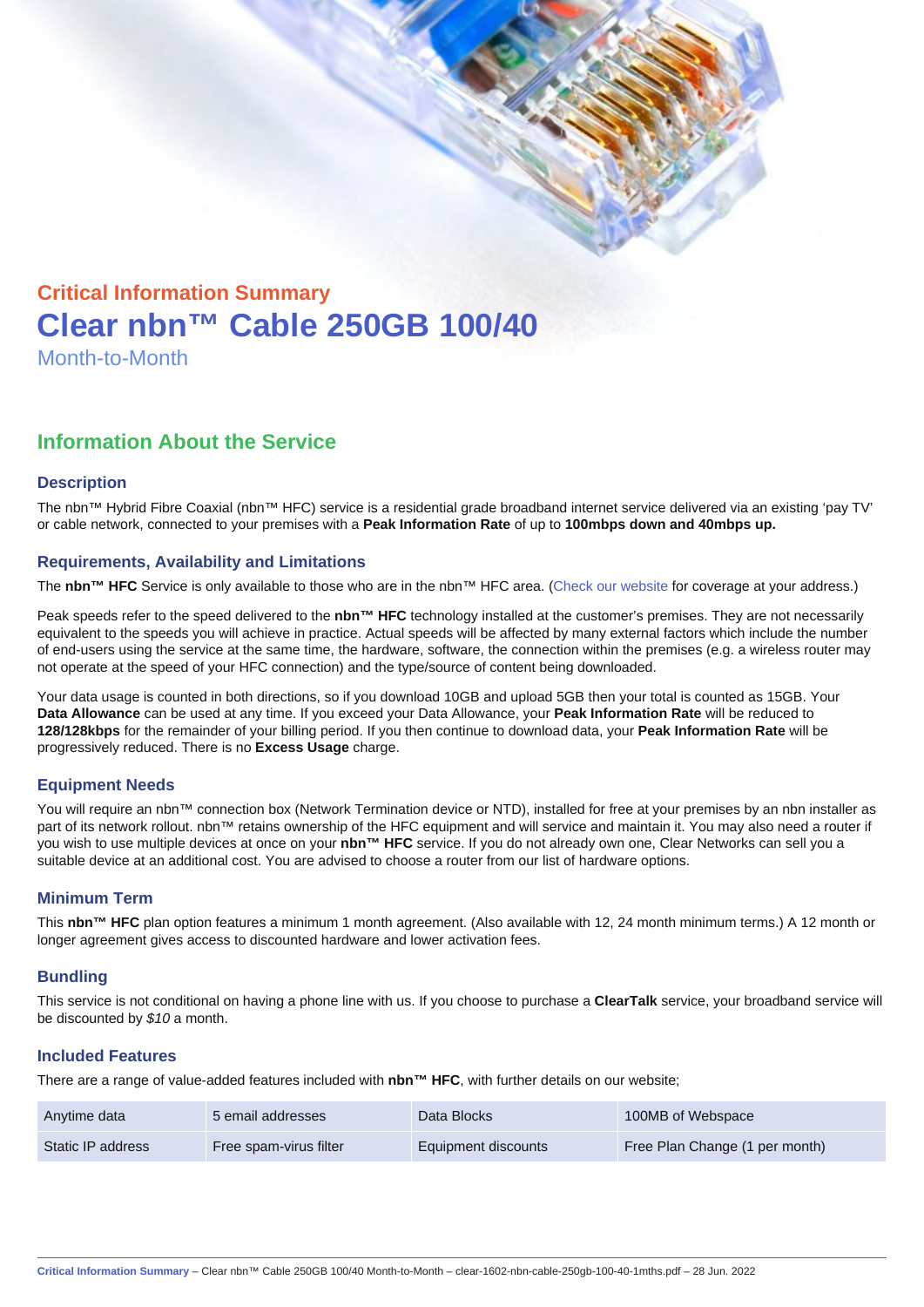## Critical Information Summary

# Clear nbn™ Cable 250GB 100/40

Month-to-Month

## Information About the Service

### Description

The nbn™ Hybrid Fibre Coaxial (nbn™ HFC) service is a residential grade broadband internet service delivered via an existing 'pay TV' or cable network, connected to your premises with a **Peak Information Rate** of up to **100mbps down and 40mbps up.**

### Requirements, Availability and Limitations

The **nbn™ HFC** Service is only available to those who are in the nbn™ HFC area. (Check our website for coverage at your address.)

Peak speeds refer to the speed delivered to the **nbn™ HFC** technology installed at the customer's premises. They are not necessarily equivalent to the speeds you will achieve in practice. Actual speeds will be affected by many external factors which include the number of end-users using the service at the same time, the hardware, software, the connection within the premises (e.g. a wireless router may not operate at the speed of your HFC connection) and the type/source of content being downloaded.

Your data usage is counted in both directions, so if you download 10GB and upload 5GB then your total is counted as 15GB. Your **Data Allowance** can be used at any time. If you exceed your Data Allowance, your **Peak Information Rate** will be reduced to **128/128kbps** for the remainder of your billing period. If you then continue to download data, your **Peak Information Rate** will be progressively reduced. There is no **Excess Usage** charge.

### Equipment Needs

You will require an nbn™ connection box (Network Termination device or NTD), installed for free at your premises by an nbn installer as part of its network rollout. nbn™ retains ownership of the HFC equipment and will service and maintain it. You may also need a router if you wish to use multiple devices at once on your **nbn™ HFC** service. If you do not already own one, Clear Networks can sell you a suitable device at an additional cost. You are advised to choose a router from our list of hardware options.

### Minimum Term

This **nbn™ HFC** plan option features a minimum 1 month agreement. (Also available with 12, 24 month minimum terms.) A 12 month or longer agreement gives access to discounted hardware and lower activation fees.

### Bundling

This service is not conditional on having a phone line with us. If you choose to purchase a **ClearTalk** service, your broadband service will be discounted by *$10* a month.

### Included Features

There are a range of value-added features included with **nbn™ HFC**, with further details on our website;

| Anytime data | 5 email addresses | Data Blocks | 100MB of Webspace |
|---|---|---|---|
| Static IP address | Free spam-virus filter | Equipment discounts | Free Plan Change (1 per month) |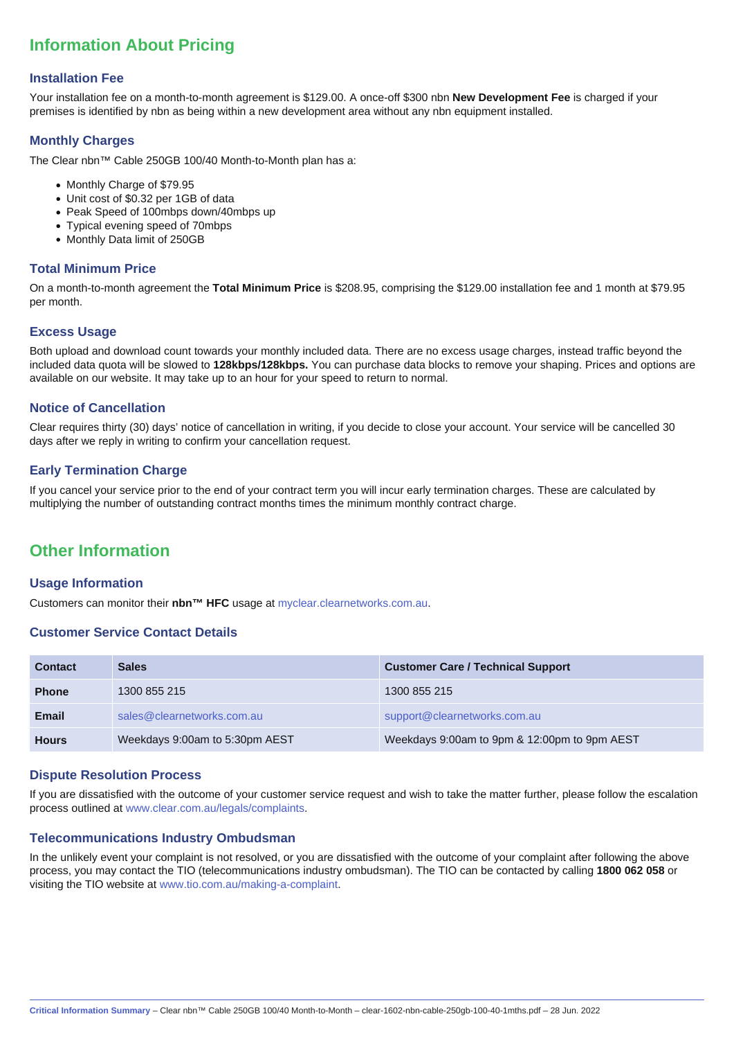## Information About Pricing

### Installation Fee

Your installation fee on a month-to-month agreement is $129.00. A once-off $300 nbn **New Development Fee** is charged if your premises is identified by nbn as being within a new development area without any nbn equipment installed.

### Monthly Charges

The Clear nbn™ Cable 250GB 100/40 Month-to-Month plan has a:

- Monthly Charge of $79.95
- Unit cost of $0.32 per 1GB of data
- Peak Speed of 100mbps down/40mbps up
- Typical evening speed of 70mbps
- Monthly Data limit of 250GB

### Total Minimum Price

On a month-to-month agreement the **Total Minimum Price** is $208.95, comprising the $129.00 installation fee and 1 month at $79.95 per month.

### Excess Usage

Both upload and download count towards your monthly included data. There are no excess usage charges, instead traffic beyond the included data quota will be slowed to **128kbps/128kbps.** You can purchase data blocks to remove your shaping. Prices and options are available on our website. It may take up to an hour for your speed to return to normal.

### Notice of Cancellation

Clear requires thirty (30) days' notice of cancellation in writing, if you decide to close your account. Your service will be cancelled 30 days after we reply in writing to confirm your cancellation request.

### Early Termination Charge

If you cancel your service prior to the end of your contract term you will incur early termination charges. These are calculated by multiplying the number of outstanding contract months times the minimum monthly contract charge.

## Other Information

### Usage Information

Customers can monitor their **nbn™ HFC** usage at myclear.clearnetworks.com.au.

### Customer Service Contact Details

| Contact | Sales | Customer Care / Technical Support |
|---|---|---|
| **Phone** | 1300 855 215 | 1300 855 215 |
| **Email** | sales@clearnetworks.com.au | support@clearnetworks.com.au |
| **Hours** | Weekdays 9:00am to 5:30pm AEST | Weekdays 9:00am to 9pm & 12:00pm to 9pm AEST |

### Dispute Resolution Process

If you are dissatisfied with the outcome of your customer service request and wish to take the matter further, please follow the escalation process outlined at www.clear.com.au/legals/complaints.

### Telecommunications Industry Ombudsman

In the unlikely event your complaint is not resolved, or you are dissatisfied with the outcome of your complaint after following the above process, you may contact the TIO (telecommunications industry ombudsman). The TIO can be contacted by calling **1800 062 058** or visiting the TIO website at www.tio.com.au/making-a-complaint.